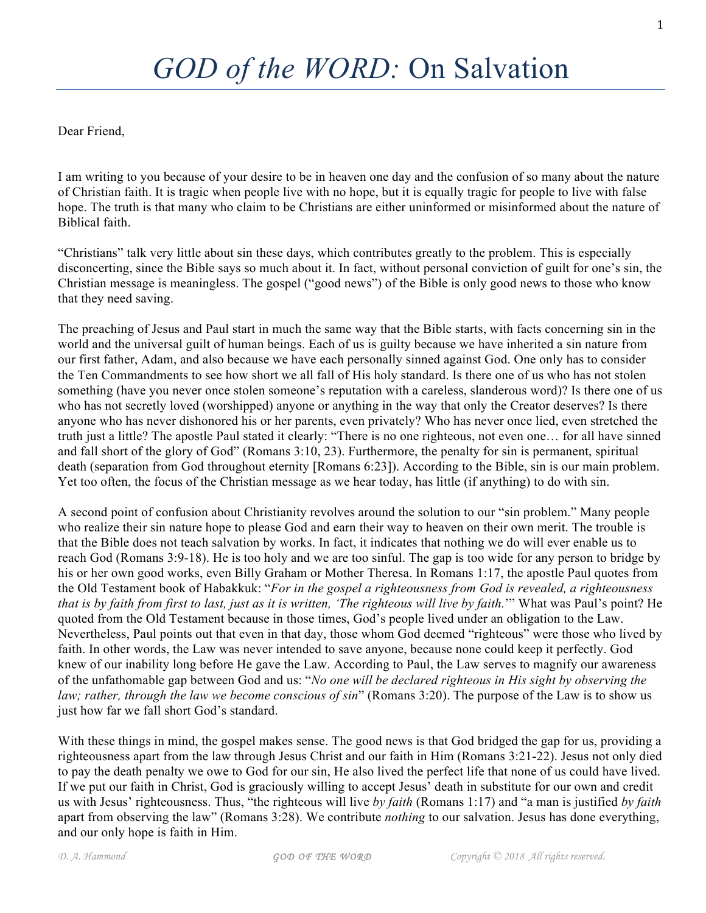# *GOD of the WORD:* On Salvation

Dear Friend,

I am writing to you because of your desire to be in heaven one day and the confusion of so many about the nature of Christian faith. It is tragic when people live with no hope, but it is equally tragic for people to live with false hope. The truth is that many who claim to be Christians are either uninformed or misinformed about the nature of Biblical faith.

"Christians" talk very little about sin these days, which contributes greatly to the problem. This is especially disconcerting, since the Bible says so much about it. In fact, without personal conviction of guilt for one's sin, the Christian message is meaningless. The gospel ("good news") of the Bible is only good news to those who know that they need saving.

The preaching of Jesus and Paul start in much the same way that the Bible starts, with facts concerning sin in the world and the universal guilt of human beings. Each of us is guilty because we have inherited a sin nature from our first father, Adam, and also because we have each personally sinned against God. One only has to consider the Ten Commandments to see how short we all fall of His holy standard. Is there one of us who has not stolen something (have you never once stolen someone's reputation with a careless, slanderous word)? Is there one of us who has not secretly loved (worshipped) anyone or anything in the way that only the Creator deserves? Is there anyone who has never dishonored his or her parents, even privately? Who has never once lied, even stretched the truth just a little? The apostle Paul stated it clearly: "There is no one righteous, not even one… for all have sinned and fall short of the glory of God" (Romans 3:10, 23). Furthermore, the penalty for sin is permanent, spiritual death (separation from God throughout eternity [Romans 6:23]). According to the Bible, sin is our main problem. Yet too often, the focus of the Christian message as we hear today, has little (if anything) to do with sin.

A second point of confusion about Christianity revolves around the solution to our "sin problem." Many people who realize their sin nature hope to please God and earn their way to heaven on their own merit. The trouble is that the Bible does not teach salvation by works. In fact, it indicates that nothing we do will ever enable us to reach God (Romans 3:9-18). He is too holy and we are too sinful. The gap is too wide for any person to bridge by his or her own good works, even Billy Graham or Mother Theresa. In Romans 1:17, the apostle Paul quotes from the Old Testament book of Habakkuk: "*For in the gospel a righteousness from God is revealed, a righteousness that is by faith from first to last, just as it is written, 'The righteous will live by faith.'*" What was Paul's point? He quoted from the Old Testament because in those times, God's people lived under an obligation to the Law. Nevertheless, Paul points out that even in that day, those whom God deemed "righteous" were those who lived by faith. In other words, the Law was never intended to save anyone, because none could keep it perfectly. God knew of our inability long before He gave the Law. According to Paul, the Law serves to magnify our awareness of the unfathomable gap between God and us: "*No one will be declared righteous in His sight by observing the law; rather, through the law we become conscious of sin*" (Romans 3:20). The purpose of the Law is to show us just how far we fall short God's standard.

With these things in mind, the gospel makes sense. The good news is that God bridged the gap for us, providing a righteousness apart from the law through Jesus Christ and our faith in Him (Romans 3:21-22). Jesus not only died to pay the death penalty we owe to God for our sin, He also lived the perfect life that none of us could have lived. If we put our faith in Christ, God is graciously willing to accept Jesus' death in substitute for our own and credit us with Jesus' righteousness. Thus, "the righteous will live *by faith* (Romans 1:17) and "a man is justified *by faith* apart from observing the law" (Romans 3:28). We contribute *nothing* to our salvation. Jesus has done everything, and our only hope is faith in Him.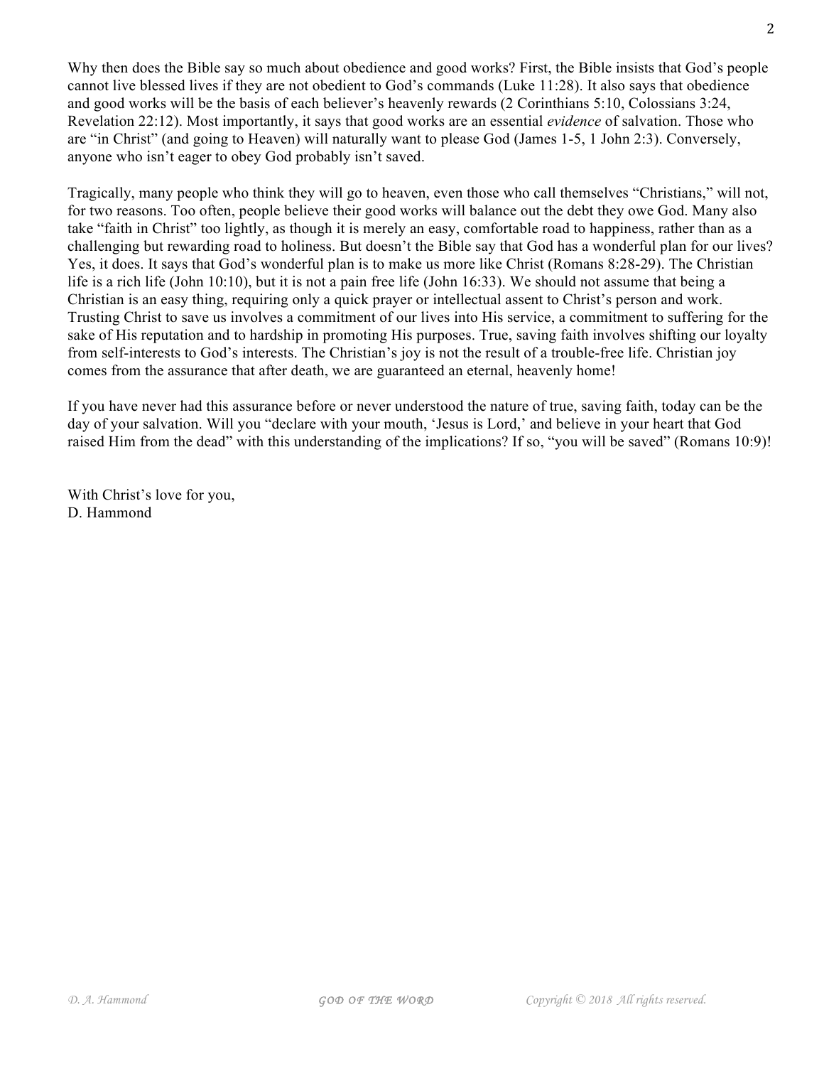Why then does the Bible say so much about obedience and good works? First, the Bible insists that God's people cannot live blessed lives if they are not obedient to God's commands (Luke 11:28). It also says that obedience and good works will be the basis of each believer's heavenly rewards (2 Corinthians 5:10, Colossians 3:24, Revelation 22:12). Most importantly, it says that good works are an essential *evidence* of salvation. Those who are "in Christ" (and going to Heaven) will naturally want to please God (James 1-5, 1 John 2:3). Conversely, anyone who isn't eager to obey God probably isn't saved.

Tragically, many people who think they will go to heaven, even those who call themselves "Christians," will not, for two reasons. Too often, people believe their good works will balance out the debt they owe God. Many also take "faith in Christ" too lightly, as though it is merely an easy, comfortable road to happiness, rather than as a challenging but rewarding road to holiness. But doesn't the Bible say that God has a wonderful plan for our lives? Yes, it does. It says that God's wonderful plan is to make us more like Christ (Romans 8:28-29). The Christian life is a rich life (John 10:10), but it is not a pain free life (John 16:33). We should not assume that being a Christian is an easy thing, requiring only a quick prayer or intellectual assent to Christ's person and work. Trusting Christ to save us involves a commitment of our lives into His service, a commitment to suffering for the sake of His reputation and to hardship in promoting His purposes. True, saving faith involves shifting our loyalty from self-interests to God's interests. The Christian's joy is not the result of a trouble-free life. Christian joy comes from the assurance that after death, we are guaranteed an eternal, heavenly home!

If you have never had this assurance before or never understood the nature of true, saving faith, today can be the day of your salvation. Will you "declare with your mouth, 'Jesus is Lord,' and believe in your heart that God raised Him from the dead" with this understanding of the implications? If so, "you will be saved" (Romans 10:9)!

With Christ's love for you,
D. Hammond